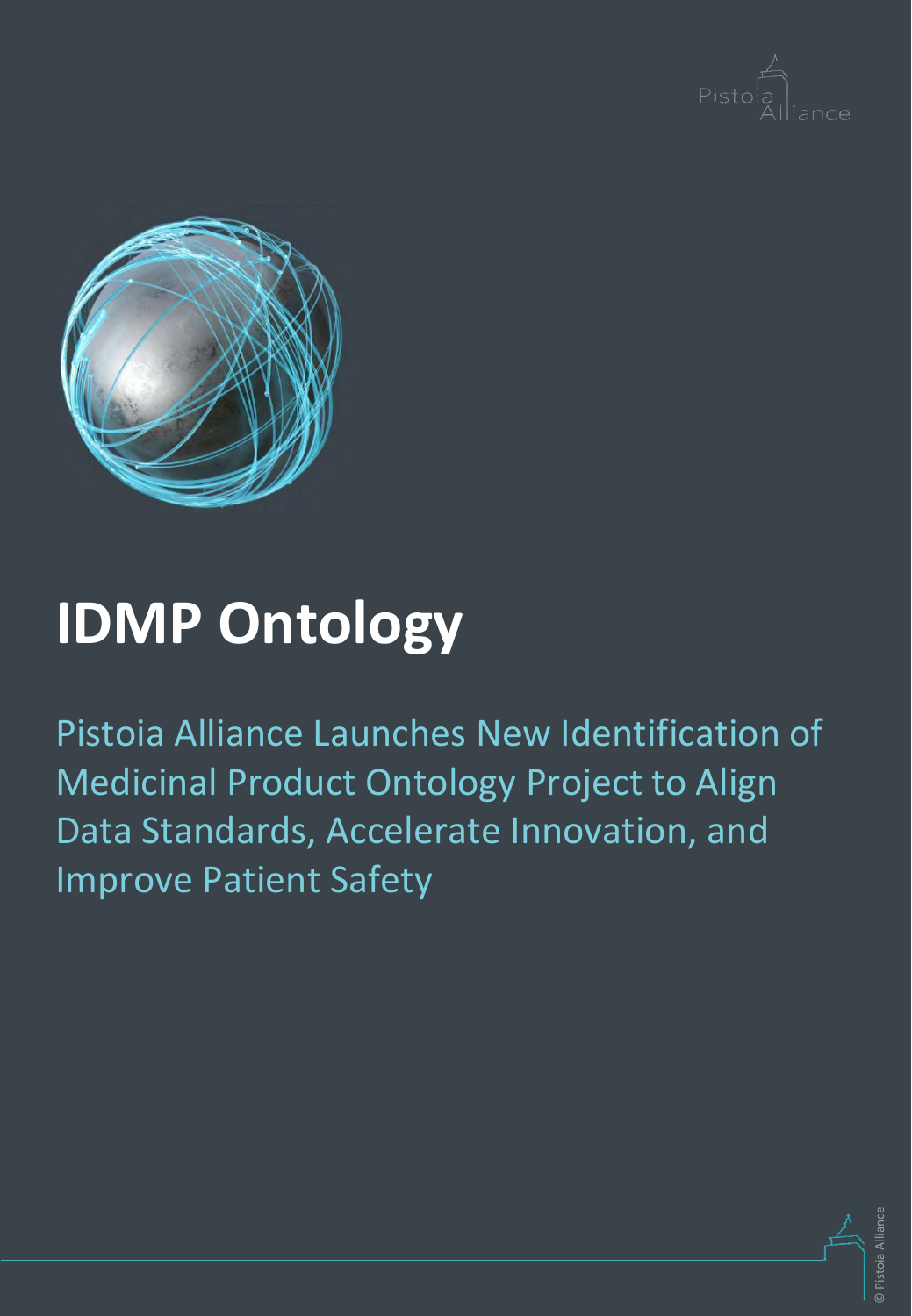# IDMP Ontology

Pistoia Alliance Launches New Identification of Medicinal Product Ontology Project to Align Data Standards, Accelerate Innovation, and Improve Patient Safety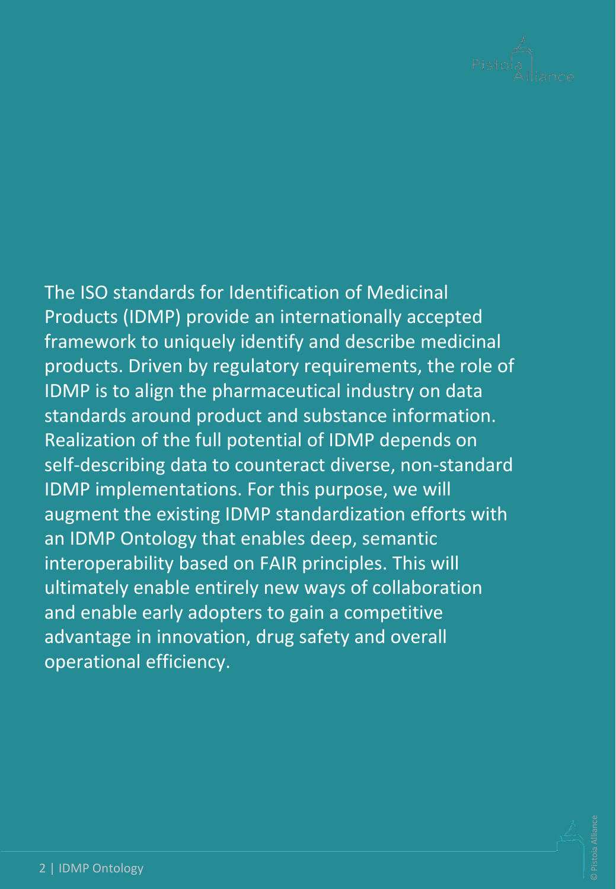The ISO standards for Identification of Medicinal Products (IDMP) provide an internationally accepted framework to uniquely identify and describe medicinal products. Driven by regulatory requirements, the role of IDMP is to align the pharmaceutical industry on data standards around product and substance information. Realization of the full potential of IDMP depends on self-describing data to counteract diverse, non-standard IDMP implementations. For this purpose, we will augment the existing IDMP standardization efforts with an IDMP Ontology that enables deep, semantic interoperability based on FAIR principles. This will ultimately enable entirely new ways of collaboration and enable early adopters to gain a competitive advantage in innovation, drug safety and overall operational efficiency.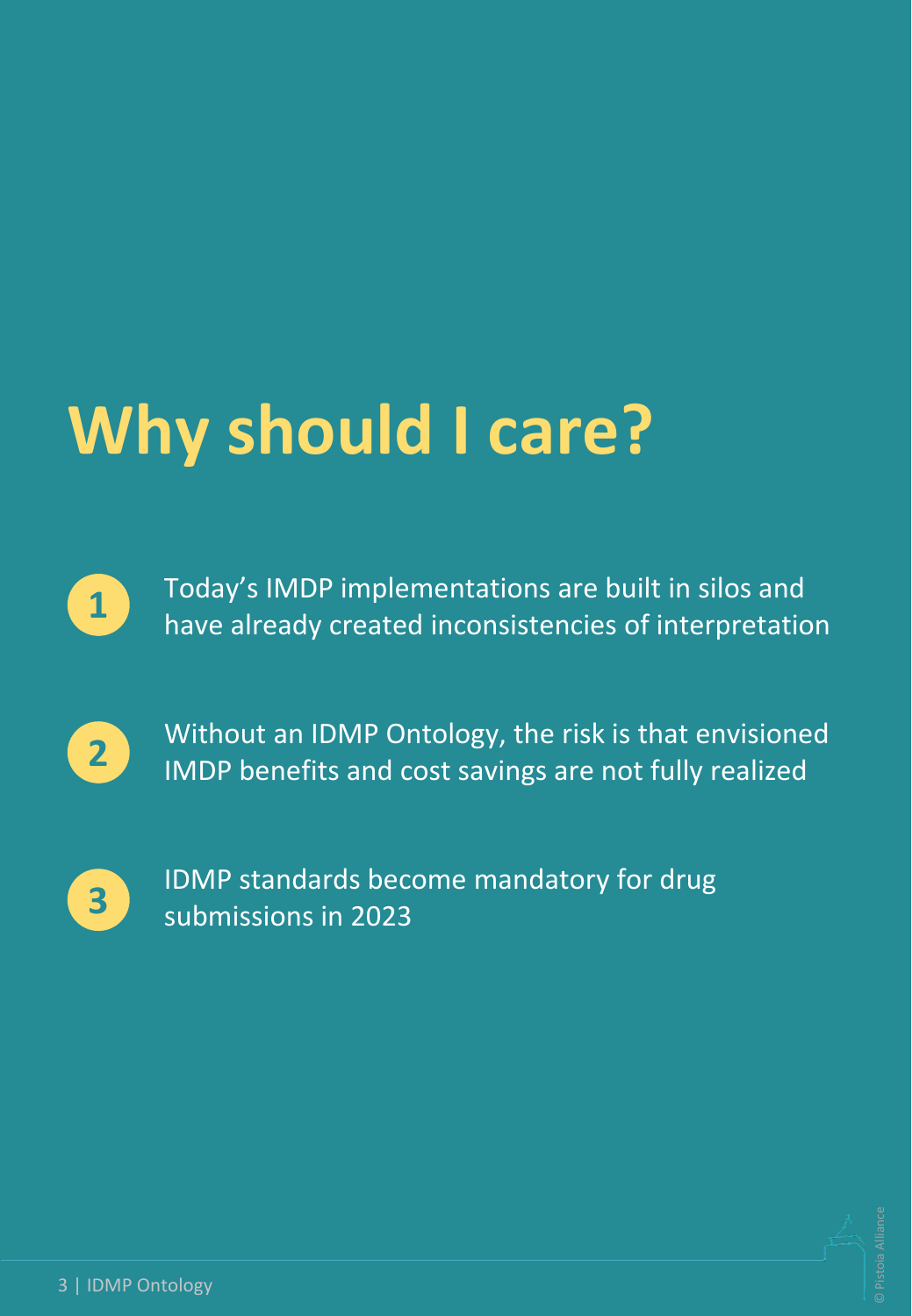# Why should I care?

1. Today's IMDP implementations are built in silos and have already created inconsistencies of interpretation

2. Without an IDMP Ontology, the risk is that envisioned IMDP benefits and cost savings are not fully realized

3. IDMP standards become mandatory for drug submissions in 2023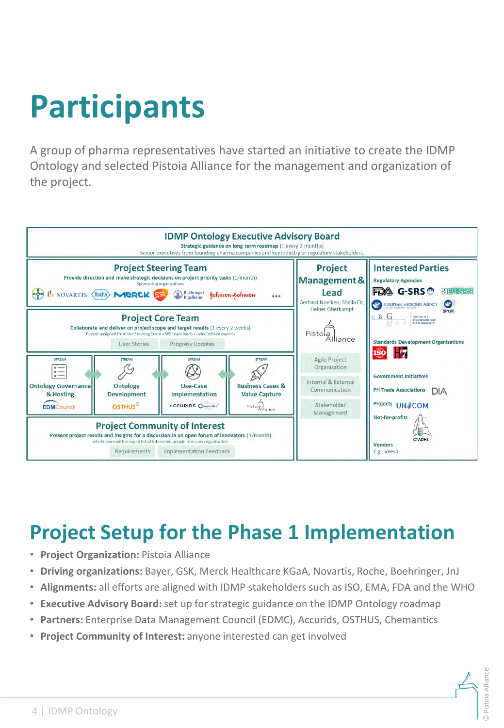# Participants

A group of pharma representatives have started an initiative to create the IDMP Ontology and selected Pistoia Alliance for the management and organization of the project.

**IDMP Ontology Executive Advisory Board**
Strategic guidance on long term roadmap (1 every 2 months)
Senior executives from founding pharma companies and key industry or regulatory stakeholders.

**Project Steering Team**
Provide direction and make strategic decisions on project priority tasks (1/month)
Sponsoring organizations
Bayer, Novartis, Roche, Merck, gsk, Boehringer Ingelheim, Johnson & Johnson ...

**Project Core Team**
Collaborate and deliver on project scope and target results (1 every 2 weeks)
People assigned from the Steering Team + WS team leads + selected key experts
User Stories | Progress Updates

STREAM: Ontology Governance & Hosting — EDMCouncil
STREAM: Ontology Development — OSTHUS
STREAM: Use-Case Implementation — Accurids, Chemantics
STREAM: Business Cases & Value Capture — Pistoia Alliance

**Project Community of Interest**
Present project results and insights for a discussion in an open forum of innovators (1/month)
whole team with an open list of interested people from any organization
Requirements | Implementation Feedback

**Project Management & Lead**
Gerhard Noelken, Sheila Elz, Heiner Oberkampf
Pistoia Alliance
Agile Project Organization
Internal & External Communication
Stakeholder Management

**Interested Parties**
Regulatory Agencies: FDA, G-SRS, EU-SRS, European Medicines Agency, SPOR, CBG MEB
Standards Development Organizations: ISO, HL7
Government Initiatives
PH Trade Associations: DIA
Projects: UNICOM
Not-for-profits: CTADHL
Vendors: E.g., Veeva

## Project Setup for the Phase 1 Implementation

- **Project Organization:** Pistoia Alliance
- **Driving organizations:** Bayer, GSK, Merck Healthcare KGaA, Novartis, Roche, Boehringer, JnJ
- **Alignments:** all efforts are aligned with IDMP stakeholders such as ISO, EMA, FDA and the WHO
- **Executive Advisory Board:** set up for strategic guidance on the IDMP Ontology roadmap
- **Partners:** Enterprise Data Management Council (EDMC), Accurids, OSTHUS, Chemantics
- **Project Community of Interest:** anyone interested can get involved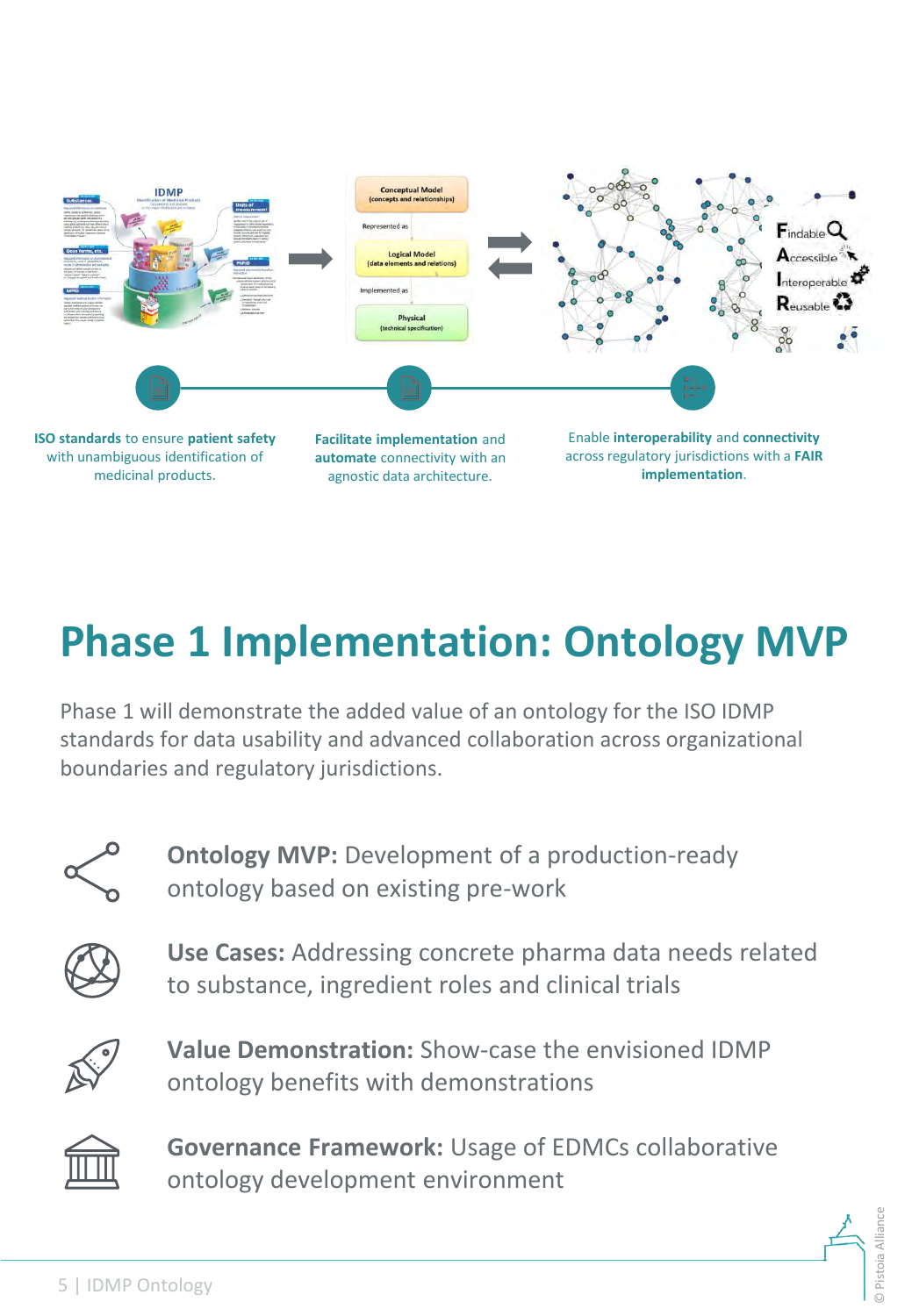**ISO standards** to ensure **patient safety** with unambiguous identification of medicinal products.

**Facilitate implementation** and **automate** connectivity with an agnostic data architecture.

Enable **interoperability** and **connectivity** across regulatory jurisdictions with a **FAIR implementation**.

# Phase 1 Implementation: Ontology MVP

Phase 1 will demonstrate the added value of an ontology for the ISO IDMP standards for data usability and advanced collaboration across organizational boundaries and regulatory jurisdictions.

**Ontology MVP:** Development of a production-ready ontology based on existing pre-work

**Use Cases:** Addressing concrete pharma data needs related to substance, ingredient roles and clinical trials

**Value Demonstration:** Show-case the envisioned IDMP ontology benefits with demonstrations

**Governance Framework:** Usage of EDMCs collaborative ontology development environment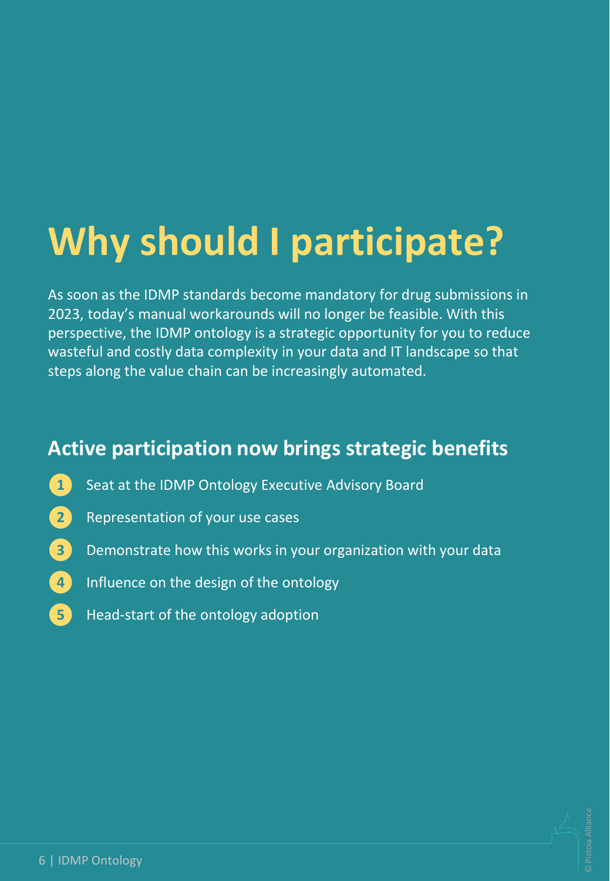# Why should I participate?

As soon as the IDMP standards become mandatory for drug submissions in 2023, today's manual workarounds will no longer be feasible. With this perspective, the IDMP ontology is a strategic opportunity for you to reduce wasteful and costly data complexity in your data and IT landscape so that steps along the value chain can be increasingly automated.

## Active participation now brings strategic benefits

1. Seat at the IDMP Ontology Executive Advisory Board
2. Representation of your use cases
3. Demonstrate how this works in your organization with your data
4. Influence on the design of the ontology
5. Head-start of the ontology adoption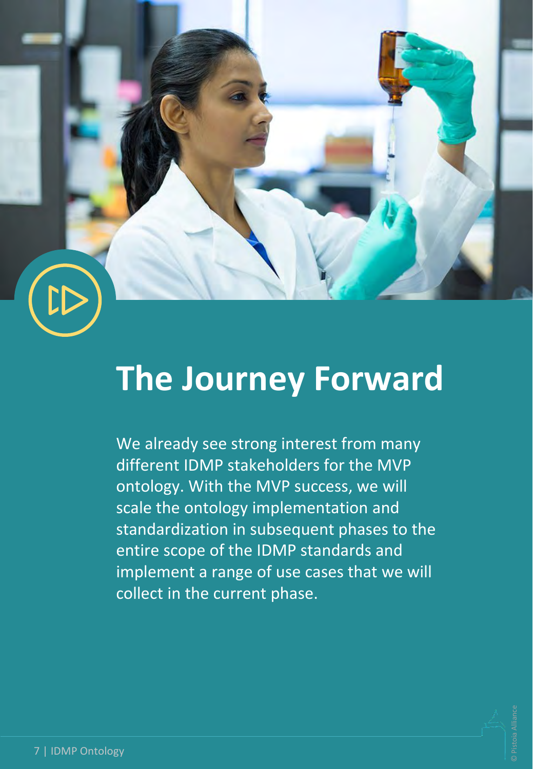# The Journey Forward

We already see strong interest from many different IDMP stakeholders for the MVP ontology. With the MVP success, we will scale the ontology implementation and standardization in subsequent phases to the entire scope of the IDMP standards and implement a range of use cases that we will collect in the current phase.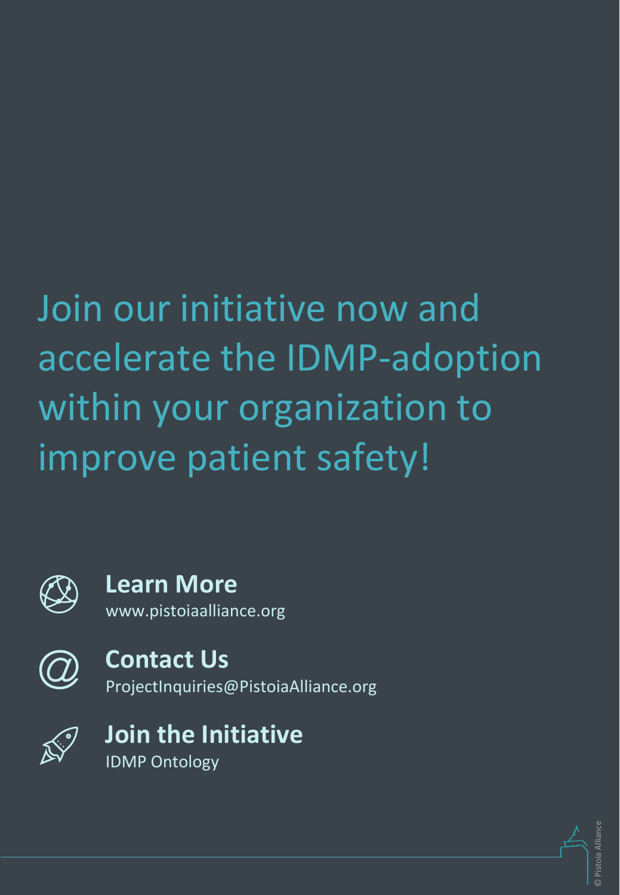Join our initiative now and accelerate the IDMP-adoption within your organization to improve patient safety!

**Learn More**
www.pistoiaalliance.org

**Contact Us**
ProjectInquiries@PistoiaAlliance.org

**Join the Initiative**
IDMP Ontology

© Pistoia Alliance